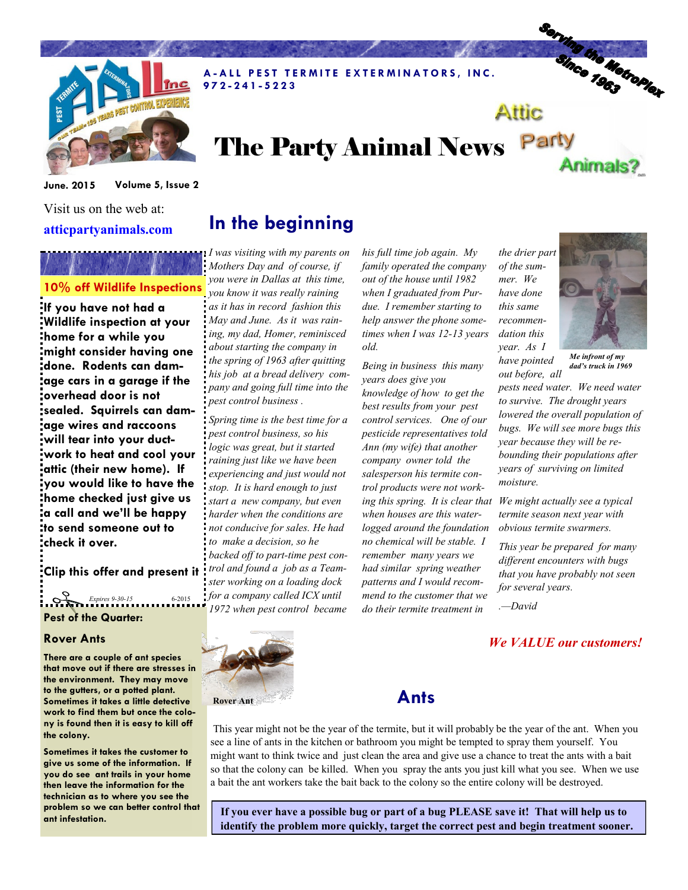**A-ALL PEST TERMITE EXTERMINATORS, INC.**
**972-241-5223**

Serving the MetroPlex Since 1963

# The Party Animal News

Attic Party Animals?

June. 2015 Volume 5, Issue 2

Visit us on the web at:

**atticpartyanimals.com**

## 10% off Wildlife Inspections

**If you have not had a Wildlife inspection at your home for a while you might consider having one done. Rodents can damage cars in a garage if the overhead door is not sealed. Squirrels can damage wires and raccoons will tear into your ductwork to heat and cool your attic (their new home). If you would like to have the home checked just give us a call and we'll be happy to send someone out to check it over.**

**Clip this offer and present it**

Expires 9-30-15 6-2015

## In the beginning

*I was visiting with my parents on Mothers Day and of course, if you were in Dallas at this time, you know it was really raining as it has in record fashion this May and June. As it was raining, my dad, Homer, reminisced about starting the company in the spring of 1963 after quitting his job at a bread delivery company and going full time into the pest control business .*

*Spring time is the best time for a pest control business, so his logic was great, but it started raining just like we have been experiencing and just would not stop. It is hard enough to just start a new company, but even harder when the conditions are not conducive for sales. He had to make a decision, so he backed off to part-time pest control and found a job as a Teamster working on a loading dock for a company called ICX until 1972 when pest control became his full time job again. My family operated the company out of the house until 1982 when I graduated from Purdue. I remember starting to help answer the phone sometimes when I was 12-13 years old.*

*Being in business this many years does give you knowledge of how to get the best results from your pest control services. One of our pesticide representatives told Ann (my wife) that another company owner told the salesperson his termite control products were not working this spring. It is clear that when houses are this waterlogged around the foundation no chemical will be stable. I remember many years we had similar spring weather patterns and I would recommend to the customer that we do their termite treatment in the drier part of the summer. We have done this same recommendation this year. As I have pointed out before, all pests need water. We need water to survive. The drought years lowered the overall population of bugs. We will see more bugs this year because they will be rebounding their populations after years of surviving on limited moisture.*

*Me infront of my dad's truck in 1969*

*We might actually see a typical termite season next year with obvious termite swarmers.*

*This year be prepared for many different encounters with bugs that you have probably not seen for several years.*

*.—David*

***We VALUE our customers!***

## Pest of the Quarter:

## Rover Ants

**There are a couple of ant species that move out if there are stresses in the environment. They may move to the gutters, or a potted plant. Sometimes it takes a little detective work to find them but once the colony is found then it is easy to kill off the colony.**

**Sometimes it takes the customer to give us some of the information. If you do see ant trails in your home then leave the information for the technician as to where you see the problem so we can better control that ant infestation.**

Rover Ant

## Ants

This year might not be the year of the termite, but it will probably be the year of the ant. When you see a line of ants in the kitchen or bathroom you might be tempted to spray them yourself. You might want to think twice and just clean the area and give use a chance to treat the ants with a bait so that the colony can be killed. When you spray the ants you just kill what you see. When we use a bait the ant workers take the bait back to the colony so the entire colony will be destroyed.

**If you ever have a possible bug or part of a bug PLEASE save it! That will help us to identify the problem more quickly, target the correct pest and begin treatment sooner.**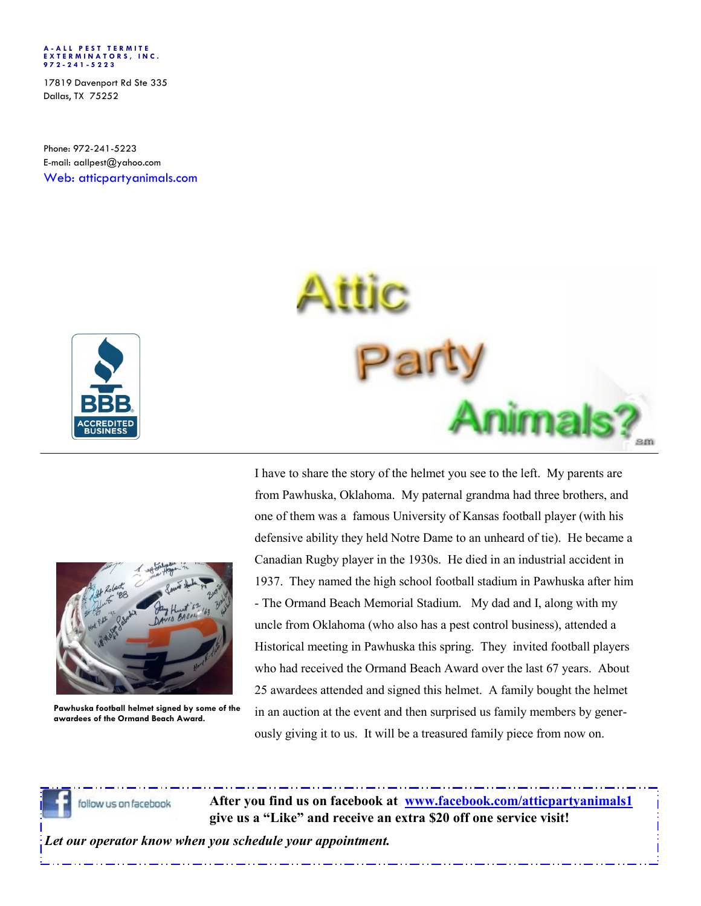A-ALL PEST TERMITE EXTERMINATORS, INC.
972-241-5223

17819 Davenport Rd Ste 335
Dallas, TX 75252

Phone: 972-241-5223
E-mail: aallpest@yahoo.com
Web: atticpartyanimals.com

# Attic Party Animals?

I have to share the story of the helmet you see to the left. My parents are from Pawhuska, Oklahoma. My paternal grandma had three brothers, and one of them was a famous University of Kansas football player (with his defensive ability they held Notre Dame to an unheard of tie). He became a Canadian Rugby player in the 1930s. He died in an industrial accident in 1937. They named the high school football stadium in Pawhuska after him - The Ormand Beach Memorial Stadium. My dad and I, along with my uncle from Oklahoma (who also has a pest control business), attended a Historical meeting in Pawhuska this spring. They invited football players who had received the Ormand Beach Award over the last 67 years. About 25 awardees attended and signed this helmet. A family bought the helmet in an auction at the event and then surprised us family members by generously giving it to us. It will be a treasured family piece from now on.

**Pawhuska football helmet signed by some of the awardees of the Ormand Beach Award.**

follow us on facebook

**After you find us on facebook at [www.facebook.com/atticpartyanimals1](www.facebook.com/atticpartyanimals1) give us a "Like" and receive an extra $20 off one service visit!**

***Let our operator know when you schedule your appointment.***